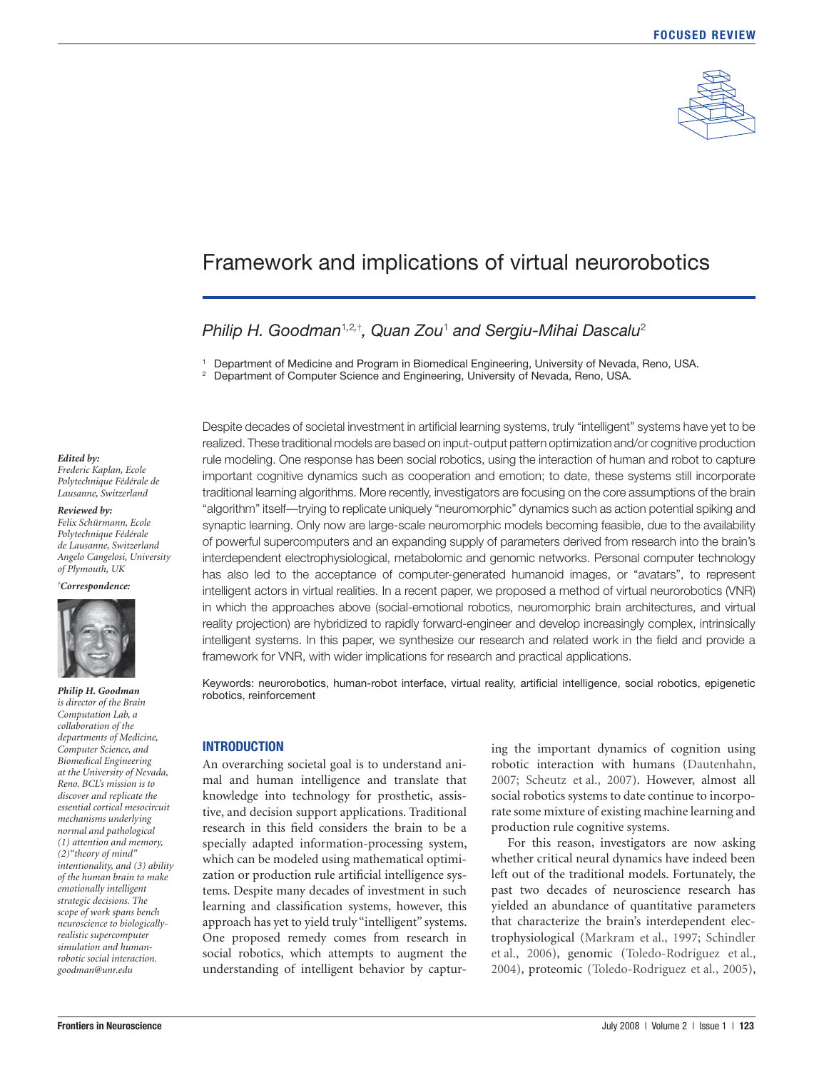FOCUSED REVIEW

# Framework and implications of virtual neurorobotics

*Philip H. Goodman*[1,2,†]*, Quan Zou*[1] *and Sergiu-Mihai Dascalu*[2]

[1] Department of Medicine and Program in Biomedical Engineering, University of Nevada, Reno, USA.
[2] Department of Computer Science and Engineering, University of Nevada, Reno, USA.

***Edited by:***
*Frederic Kaplan, Ecole Polytechnique Fédérale de Lausanne, Switzerland*

***Reviewed by:***
*Felix Schürmann, Ecole Polytechnique Fédérale de Lausanne, Switzerland*
*Angelo Cangelosi, University of Plymouth, UK*

[†]***Correspondence:***

***Philip H. Goodman*** *is director of the Brain Computation Lab, a collaboration of the departments of Medicine, Computer Science, and Biomedical Engineering at the University of Nevada, Reno. BCL's mission is to discover and replicate the essential cortical mesocircuit mechanisms underlying normal and pathological (1) attention and memory, (2) "theory of mind" intentionality, and (3) ability of the human brain to make emotionally intelligent strategic decisions. The scope of work spans bench neuroscience to biologically-realistic supercomputer simulation and human-robotic social interaction.*
*goodman@unr.edu*

Despite decades of societal investment in artificial learning systems, truly "intelligent" systems have yet to be realized. These traditional models are based on input-output pattern optimization and/or cognitive production rule modeling. One response has been social robotics, using the interaction of human and robot to capture important cognitive dynamics such as cooperation and emotion; to date, these systems still incorporate traditional learning algorithms. More recently, investigators are focusing on the core assumptions of the brain "algorithm" itself—trying to replicate uniquely "neuromorphic" dynamics such as action potential spiking and synaptic learning. Only now are large-scale neuromorphic models becoming feasible, due to the availability of powerful supercomputers and an expanding supply of parameters derived from research into the brain's interdependent electrophysiological, metabolomic and genomic networks. Personal computer technology has also led to the acceptance of computer-generated humanoid images, or "avatars", to represent intelligent actors in virtual realities. In a recent paper, we proposed a method of virtual neurorobotics (VNR) in which the approaches above (social-emotional robotics, neuromorphic brain architectures, and virtual reality projection) are hybridized to rapidly forward-engineer and develop increasingly complex, intrinsically intelligent systems. In this paper, we synthesize our research and related work in the field and provide a framework for VNR, with wider implications for research and practical applications.

Keywords: neurorobotics, human-robot interface, virtual reality, artificial intelligence, social robotics, epigenetic robotics, reinforcement

## INTRODUCTION

An overarching societal goal is to understand animal and human intelligence and translate that knowledge into technology for prosthetic, assistive, and decision support applications. Traditional research in this field considers the brain to be a specially adapted information-processing system, which can be modeled using mathematical optimization or production rule artificial intelligence systems. Despite many decades of investment in such learning and classification systems, however, this approach has yet to yield truly "intelligent" systems. One proposed remedy comes from research in social robotics, which attempts to augment the understanding of intelligent behavior by capturing the important dynamics of cognition using robotic interaction with humans (Dautenhahn, 2007; Scheutz et al., 2007). However, almost all social robotics systems to date continue to incorporate some mixture of existing machine learning and production rule cognitive systems.

For this reason, investigators are now asking whether critical neural dynamics have indeed been left out of the traditional models. Fortunately, the past two decades of neuroscience research has yielded an abundance of quantitative parameters that characterize the brain's interdependent electrophysiological (Markram et al., 1997; Schindler et al., 2006), genomic (Toledo-Rodriguez et al., 2004), proteomic (Toledo-Rodriguez et al., 2005),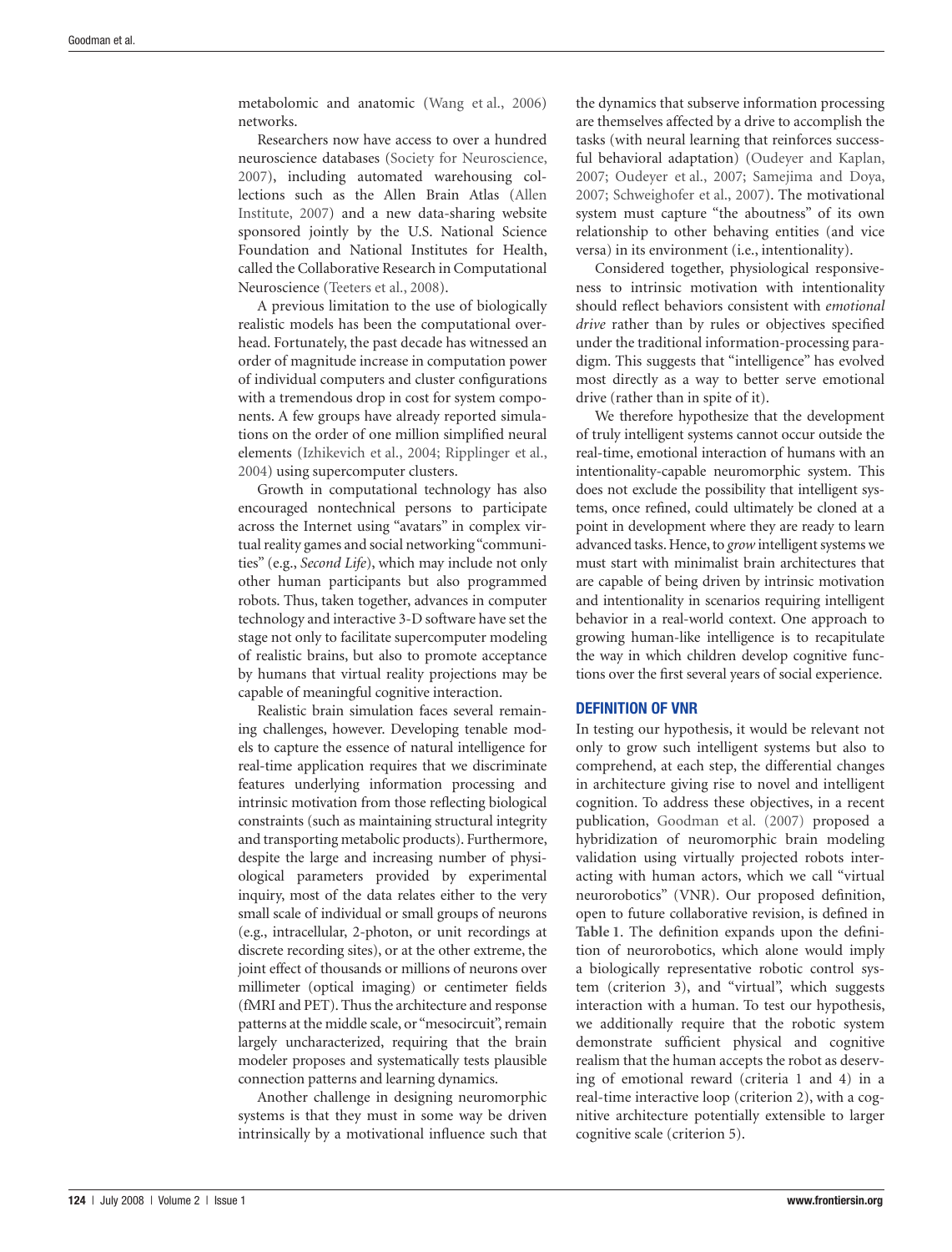metabolomic and anatomic (Wang et al., 2006) networks.

Researchers now have access to over a hundred neuroscience databases (Society for Neuroscience, 2007), including automated warehousing collections such as the Allen Brain Atlas (Allen Institute, 2007) and a new data-sharing website sponsored jointly by the U.S. National Science Foundation and National Institutes for Health, called the Collaborative Research in Computational Neuroscience (Teeters et al., 2008).

A previous limitation to the use of biologically realistic models has been the computational overhead. Fortunately, the past decade has witnessed an order of magnitude increase in computation power of individual computers and cluster configurations with a tremendous drop in cost for system components. A few groups have already reported simulations on the order of one million simplified neural elements (Izhikevich et al., 2004; Ripplinger et al., 2004) using supercomputer clusters.

Growth in computational technology has also encouraged nontechnical persons to participate across the Internet using "avatars" in complex virtual reality games and social networking "communities" (e.g., *Second Life*), which may include not only other human participants but also programmed robots. Thus, taken together, advances in computer technology and interactive 3-D software have set the stage not only to facilitate supercomputer modeling of realistic brains, but also to promote acceptance by humans that virtual reality projections may be capable of meaningful cognitive interaction.

Realistic brain simulation faces several remaining challenges, however. Developing tenable models to capture the essence of natural intelligence for real-time application requires that we discriminate features underlying information processing and intrinsic motivation from those reflecting biological constraints (such as maintaining structural integrity and transporting metabolic products). Furthermore, despite the large and increasing number of physiological parameters provided by experimental inquiry, most of the data relates either to the very small scale of individual or small groups of neurons (e.g., intracellular, 2-photon, or unit recordings at discrete recording sites), or at the other extreme, the joint effect of thousands or millions of neurons over millimeter (optical imaging) or centimeter fields (fMRI and PET). Thus the architecture and response patterns at the middle scale, or "mesocircuit", remain largely uncharacterized, requiring that the brain modeler proposes and systematically tests plausible connection patterns and learning dynamics.

Another challenge in designing neuromorphic systems is that they must in some way be driven intrinsically by a motivational influence such that the dynamics that subserve information processing are themselves affected by a drive to accomplish the tasks (with neural learning that reinforces successful behavioral adaptation) (Oudeyer and Kaplan, 2007; Oudeyer et al., 2007; Samejima and Doya, 2007; Schweighofer et al., 2007). The motivational system must capture "the aboutness" of its own relationship to other behaving entities (and vice versa) in its environment (i.e., intentionality).

Considered together, physiological responsiveness to intrinsic motivation with intentionality should reflect behaviors consistent with *emotional drive* rather than by rules or objectives specified under the traditional information-processing paradigm. This suggests that "intelligence" has evolved most directly as a way to better serve emotional drive (rather than in spite of it).

We therefore hypothesize that the development of truly intelligent systems cannot occur outside the real-time, emotional interaction of humans with an intentionality-capable neuromorphic system. This does not exclude the possibility that intelligent systems, once refined, could ultimately be cloned at a point in development where they are ready to learn advanced tasks. Hence, to *grow* intelligent systems we must start with minimalist brain architectures that are capable of being driven by intrinsic motivation and intentionality in scenarios requiring intelligent behavior in a real-world context. One approach to growing human-like intelligence is to recapitulate the way in which children develop cognitive functions over the first several years of social experience.

## DEFINITION OF VNR

In testing our hypothesis, it would be relevant not only to grow such intelligent systems but also to comprehend, at each step, the differential changes in architecture giving rise to novel and intelligent cognition. To address these objectives, in a recent publication, Goodman et al. (2007) proposed a hybridization of neuromorphic brain modeling validation using virtually projected robots interacting with human actors, which we call "virtual neurorobotics" (VNR). Our proposed definition, open to future collaborative revision, is defined in **Table 1**. The definition expands upon the definition of neurorobotics, which alone would imply a biologically representative robotic control system (criterion 3), and "virtual", which suggests interaction with a human. To test our hypothesis, we additionally require that the robotic system demonstrate sufficient physical and cognitive realism that the human accepts the robot as deserving of emotional reward (criteria 1 and 4) in a real-time interactive loop (criterion 2), with a cognitive architecture potentially extensible to larger cognitive scale (criterion 5).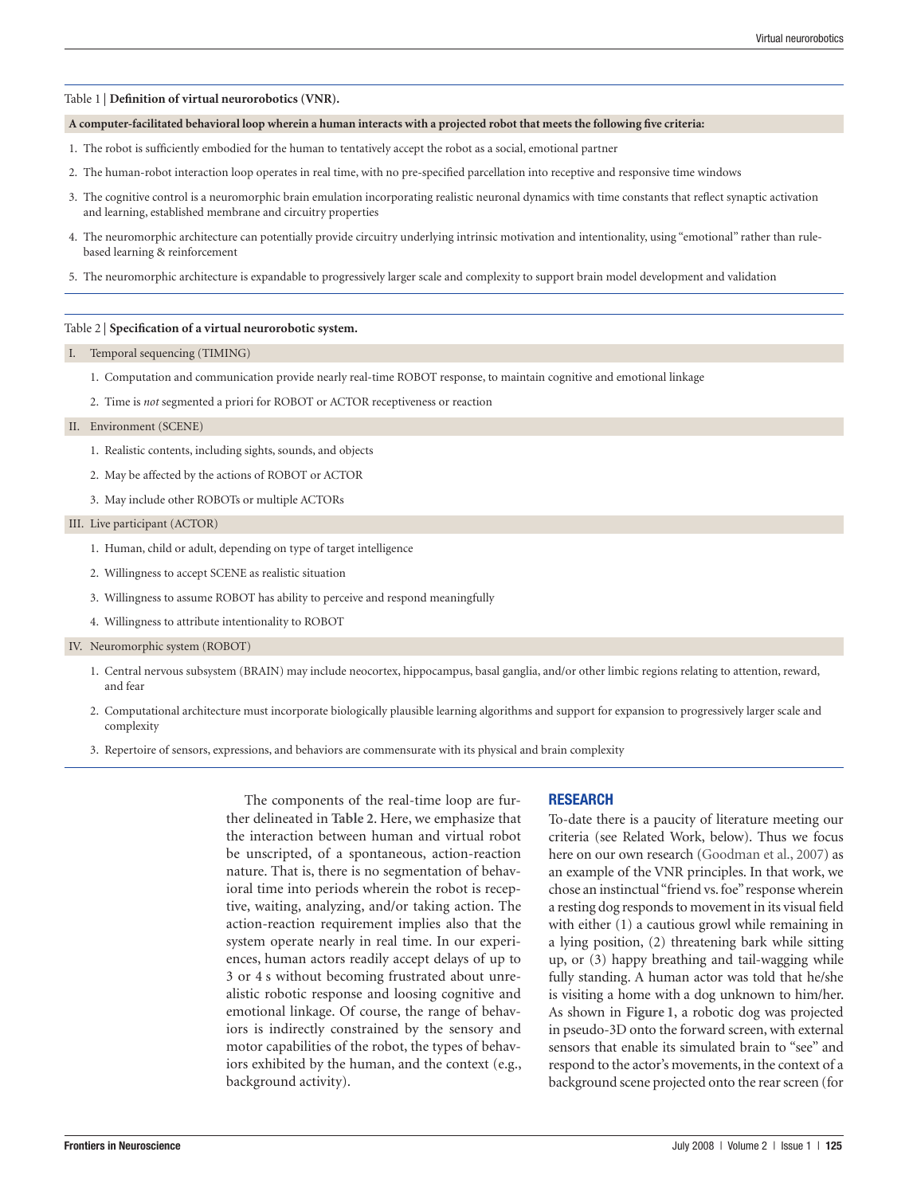Table 1 | **Definition of virtual neurorobotics (VNR).**

**A computer-facilitated behavioral loop wherein a human interacts with a projected robot that meets the following five criteria:**

1. The robot is sufficiently embodied for the human to tentatively accept the robot as a social, emotional partner
2. The human-robot interaction loop operates in real time, with no pre-specified parcellation into receptive and responsive time windows
3. The cognitive control is a neuromorphic brain emulation incorporating realistic neuronal dynamics with time constants that reflect synaptic activation and learning, established membrane and circuitry properties
4. The neuromorphic architecture can potentially provide circuitry underlying intrinsic motivation and intentionality, using "emotional" rather than rule-based learning & reinforcement
5. The neuromorphic architecture is expandable to progressively larger scale and complexity to support brain model development and validation

Table 2 | **Specification of a virtual neurorobotic system.**

I. Temporal sequencing (TIMING)

1. Computation and communication provide nearly real-time ROBOT response, to maintain cognitive and emotional linkage
2. Time is *not* segmented a priori for ROBOT or ACTOR receptiveness or reaction

II. Environment (SCENE)

1. Realistic contents, including sights, sounds, and objects
2. May be affected by the actions of ROBOT or ACTOR
3. May include other ROBOTs or multiple ACTORs

III. Live participant (ACTOR)

1. Human, child or adult, depending on type of target intelligence
2. Willingness to accept SCENE as realistic situation
3. Willingness to assume ROBOT has ability to perceive and respond meaningfully
4. Willingness to attribute intentionality to ROBOT

IV. Neuromorphic system (ROBOT)

1. Central nervous subsystem (BRAIN) may include neocortex, hippocampus, basal ganglia, and/or other limbic regions relating to attention, reward, and fear
2. Computational architecture must incorporate biologically plausible learning algorithms and support for expansion to progressively larger scale and complexity
3. Repertoire of sensors, expressions, and behaviors are commensurate with its physical and brain complexity

The components of the real-time loop are further delineated in **Table 2**. Here, we emphasize that the interaction between human and virtual robot be unscripted, of a spontaneous, action-reaction nature. That is, there is no segmentation of behavioral time into periods wherein the robot is receptive, waiting, analyzing, and/or taking action. The action-reaction requirement implies also that the system operate nearly in real time. In our experiences, human actors readily accept delays of up to 3 or 4 s without becoming frustrated about unrealistic robotic response and loosing cognitive and emotional linkage. Of course, the range of behaviors is indirectly constrained by the sensory and motor capabilities of the robot, the types of behaviors exhibited by the human, and the context (e.g., background activity).

## RESEARCH

To-date there is a paucity of literature meeting our criteria (see Related Work, below). Thus we focus here on our own research (Goodman et al., 2007) as an example of the VNR principles. In that work, we chose an instinctual "friend vs. foe" response wherein a resting dog responds to movement in its visual field with either (1) a cautious growl while remaining in a lying position, (2) threatening bark while sitting up, or (3) happy breathing and tail-wagging while fully standing. A human actor was told that he/she is visiting a home with a dog unknown to him/her. As shown in **Figure 1**, a robotic dog was projected in pseudo-3D onto the forward screen, with external sensors that enable its simulated brain to "see" and respond to the actor's movements, in the context of a background scene projected onto the rear screen (for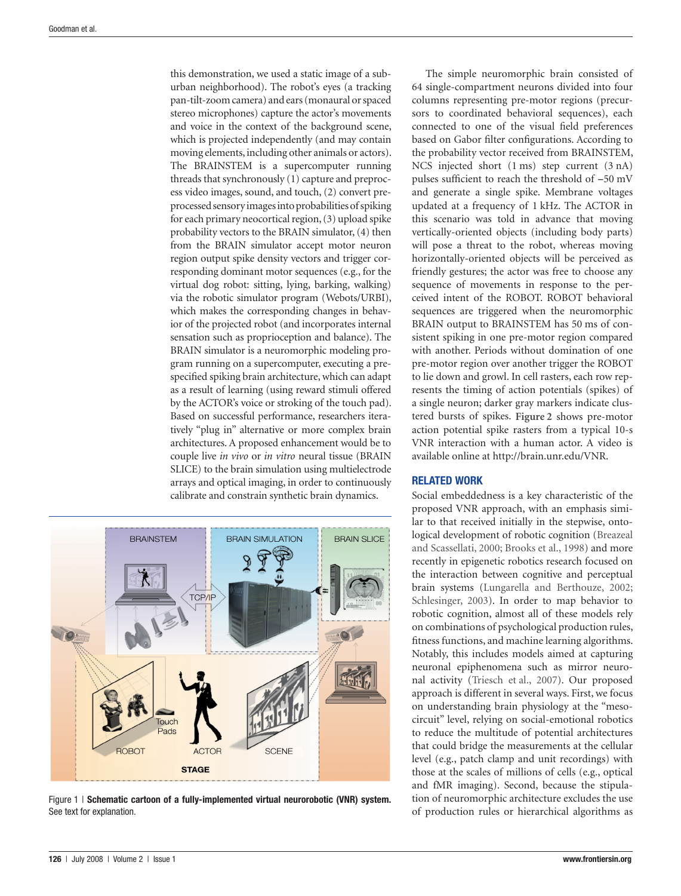this demonstration, we used a static image of a suburban neighborhood). The robot's eyes (a tracking pan-tilt-zoom camera) and ears (monaural or spaced stereo microphones) capture the actor's movements and voice in the context of the background scene, which is projected independently (and may contain moving elements, including other animals or actors). The BRAINSTEM is a supercomputer running threads that synchronously (1) capture and preprocess video images, sound, and touch, (2) convert preprocessed sensory images into probabilities of spiking for each primary neocortical region, (3) upload spike probability vectors to the BRAIN simulator, (4) then from the BRAIN simulator accept motor neuron region output spike density vectors and trigger corresponding dominant motor sequences (e.g., for the virtual dog robot: sitting, lying, barking, walking) via the robotic simulator program (Webots/URBI), which makes the corresponding changes in behavior of the projected robot (and incorporates internal sensation such as proprioception and balance). The BRAIN simulator is a neuromorphic modeling program running on a supercomputer, executing a prespecified spiking brain architecture, which can adapt as a result of learning (using reward stimuli offered by the ACTOR's voice or stroking of the touch pad). Based on successful performance, researchers iteratively "plug in" alternative or more complex brain architectures. A proposed enhancement would be to couple live *in vivo* or *in vitro* neural tissue (BRAIN SLICE) to the brain simulation using multielectrode arrays and optical imaging, in order to continuously calibrate and constrain synthetic brain dynamics.

Figure 1 | **Schematic cartoon of a fully-implemented virtual neurorobotic (VNR) system.** See text for explanation.

The simple neuromorphic brain consisted of 64 single-compartment neurons divided into four columns representing pre-motor regions (precursors to coordinated behavioral sequences), each connected to one of the visual field preferences based on Gabor filter configurations. According to the probability vector received from BRAINSTEM, NCS injected short (1 ms) step current (3 nA) pulses sufficient to reach the threshold of −50 mV and generate a single spike. Membrane voltages updated at a frequency of 1 kHz. The ACTOR in this scenario was told in advance that moving vertically-oriented objects (including body parts) will pose a threat to the robot, whereas moving horizontally-oriented objects will be perceived as friendly gestures; the actor was free to choose any sequence of movements in response to the perceived intent of the ROBOT. ROBOT behavioral sequences are triggered when the neuromorphic BRAIN output to BRAINSTEM has 50 ms of consistent spiking in one pre-motor region compared with another. Periods without domination of one pre-motor region over another trigger the ROBOT to lie down and growl. In cell rasters, each row represents the timing of action potentials (spikes) of a single neuron; darker gray markers indicate clustered bursts of spikes. **Figure 2** shows pre-motor action potential spike rasters from a typical 10-s VNR interaction with a human actor. A video is available online at http://brain.unr.edu/VNR.

## RELATED WORK

Social embeddedness is a key characteristic of the proposed VNR approach, with an emphasis similar to that received initially in the stepwise, ontological development of robotic cognition (Breazeal and Scassellati, 2000; Brooks et al., 1998) and more recently in epigenetic robotics research focused on the interaction between cognitive and perceptual brain systems (Lungarella and Berthouze, 2002; Schlesinger, 2003). In order to map behavior to robotic cognition, almost all of these models rely on combinations of psychological production rules, fitness functions, and machine learning algorithms. Notably, this includes models aimed at capturing neuronal epiphenomena such as mirror neuronal activity (Triesch et al., 2007). Our proposed approach is different in several ways. First, we focus on understanding brain physiology at the "meso-circuit" level, relying on social-emotional robotics to reduce the multitude of potential architectures that could bridge the measurements at the cellular level (e.g., patch clamp and unit recordings) with those at the scales of millions of cells (e.g., optical and fMR imaging). Second, because the stipulation of neuromorphic architecture excludes the use of production rules or hierarchical algorithms as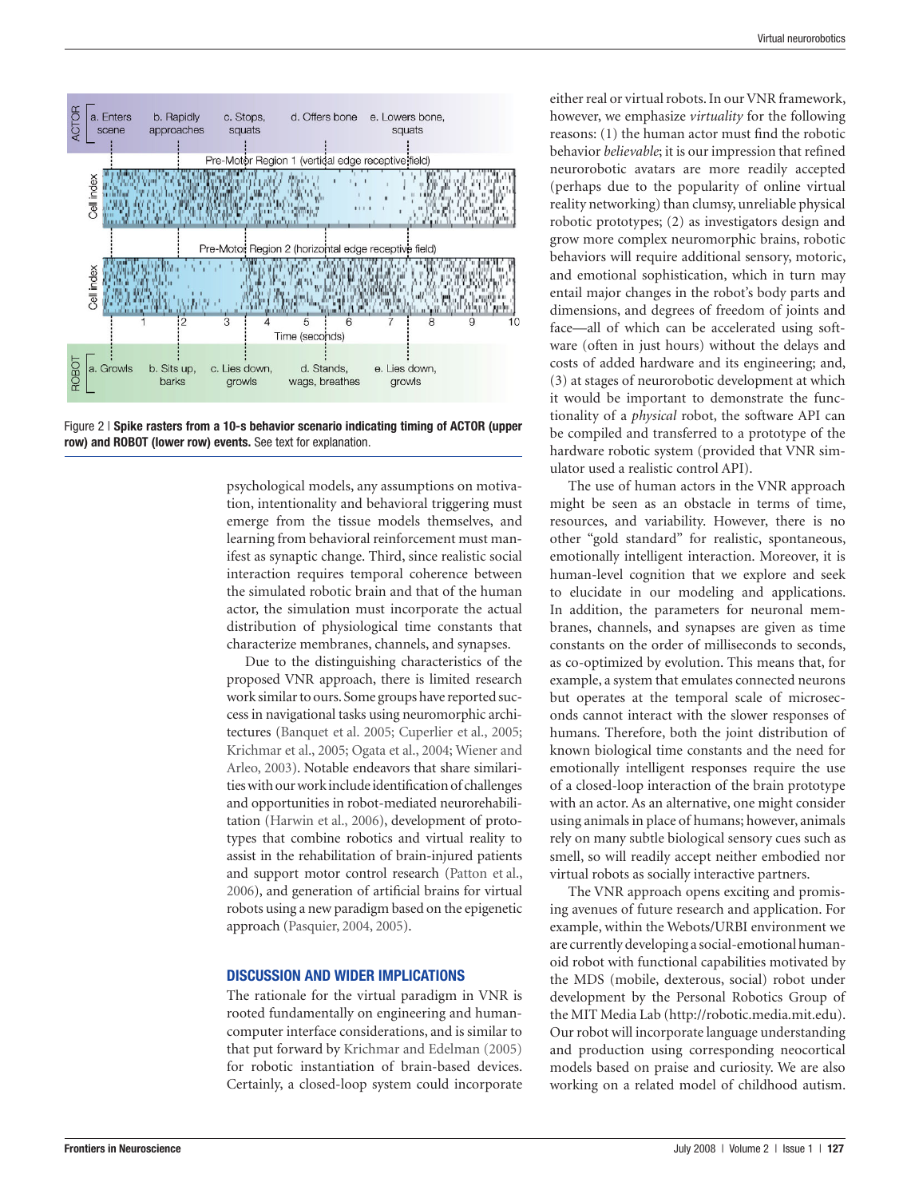Figure 2 | **Spike rasters from a 10-s behavior scenario indicating timing of ACTOR (upper row) and ROBOT (lower row) events.** See text for explanation.

psychological models, any assumptions on motivation, intentionality and behavioral triggering must emerge from the tissue models themselves, and learning from behavioral reinforcement must manifest as synaptic change. Third, since realistic social interaction requires temporal coherence between the simulated robotic brain and that of the human actor, the simulation must incorporate the actual distribution of physiological time constants that characterize membranes, channels, and synapses.

Due to the distinguishing characteristics of the proposed VNR approach, there is limited research work similar to ours. Some groups have reported success in navigational tasks using neuromorphic architectures (Banquet et al. 2005; Cuperlier et al., 2005; Krichmar et al., 2005; Ogata et al., 2004; Wiener and Arleo, 2003). Notable endeavors that share similarities with our work include identification of challenges and opportunities in robot-mediated neurorehabilitation (Harwin et al., 2006), development of prototypes that combine robotics and virtual reality to assist in the rehabilitation of brain-injured patients and support motor control research (Patton et al., 2006), and generation of artificial brains for virtual robots using a new paradigm based on the epigenetic approach (Pasquier, 2004, 2005).

## DISCUSSION AND WIDER IMPLICATIONS

The rationale for the virtual paradigm in VNR is rooted fundamentally on engineering and human-computer interface considerations, and is similar to that put forward by Krichmar and Edelman (2005) for robotic instantiation of brain-based devices. Certainly, a closed-loop system could incorporate either real or virtual robots. In our VNR framework, however, we emphasize *virtuality* for the following reasons: (1) the human actor must find the robotic behavior *believable*; it is our impression that refined neurorobotic avatars are more readily accepted (perhaps due to the popularity of online virtual reality networking) than clumsy, unreliable physical robotic prototypes; (2) as investigators design and grow more complex neuromorphic brains, robotic behaviors will require additional sensory, motoric, and emotional sophistication, which in turn may entail major changes in the robot's body parts and dimensions, and degrees of freedom of joints and face—all of which can be accelerated using software (often in just hours) without the delays and costs of added hardware and its engineering; and, (3) at stages of neurorobotic development at which it would be important to demonstrate the functionality of a *physical* robot, the software API can be compiled and transferred to a prototype of the hardware robotic system (provided that VNR simulator used a realistic control API).

The use of human actors in the VNR approach might be seen as an obstacle in terms of time, resources, and variability. However, there is no other "gold standard" for realistic, spontaneous, emotionally intelligent interaction. Moreover, it is human-level cognition that we explore and seek to elucidate in our modeling and applications. In addition, the parameters for neuronal membranes, channels, and synapses are given as time constants on the order of milliseconds to seconds, as co-optimized by evolution. This means that, for example, a system that emulates connected neurons but operates at the temporal scale of microseconds cannot interact with the slower responses of humans. Therefore, both the joint distribution of known biological time constants and the need for emotionally intelligent responses require the use of a closed-loop interaction of the brain prototype with an actor. As an alternative, one might consider using animals in place of humans; however, animals rely on many subtle biological sensory cues such as smell, so will readily accept neither embodied nor virtual robots as socially interactive partners.

The VNR approach opens exciting and promising avenues of future research and application. For example, within the Webots/URBI environment we are currently developing a social-emotional humanoid robot with functional capabilities motivated by the MDS (mobile, dexterous, social) robot under development by the Personal Robotics Group of the MIT Media Lab (http://robotic.media.mit.edu). Our robot will incorporate language understanding and production using corresponding neocortical models based on praise and curiosity. We are also working on a related model of childhood autism.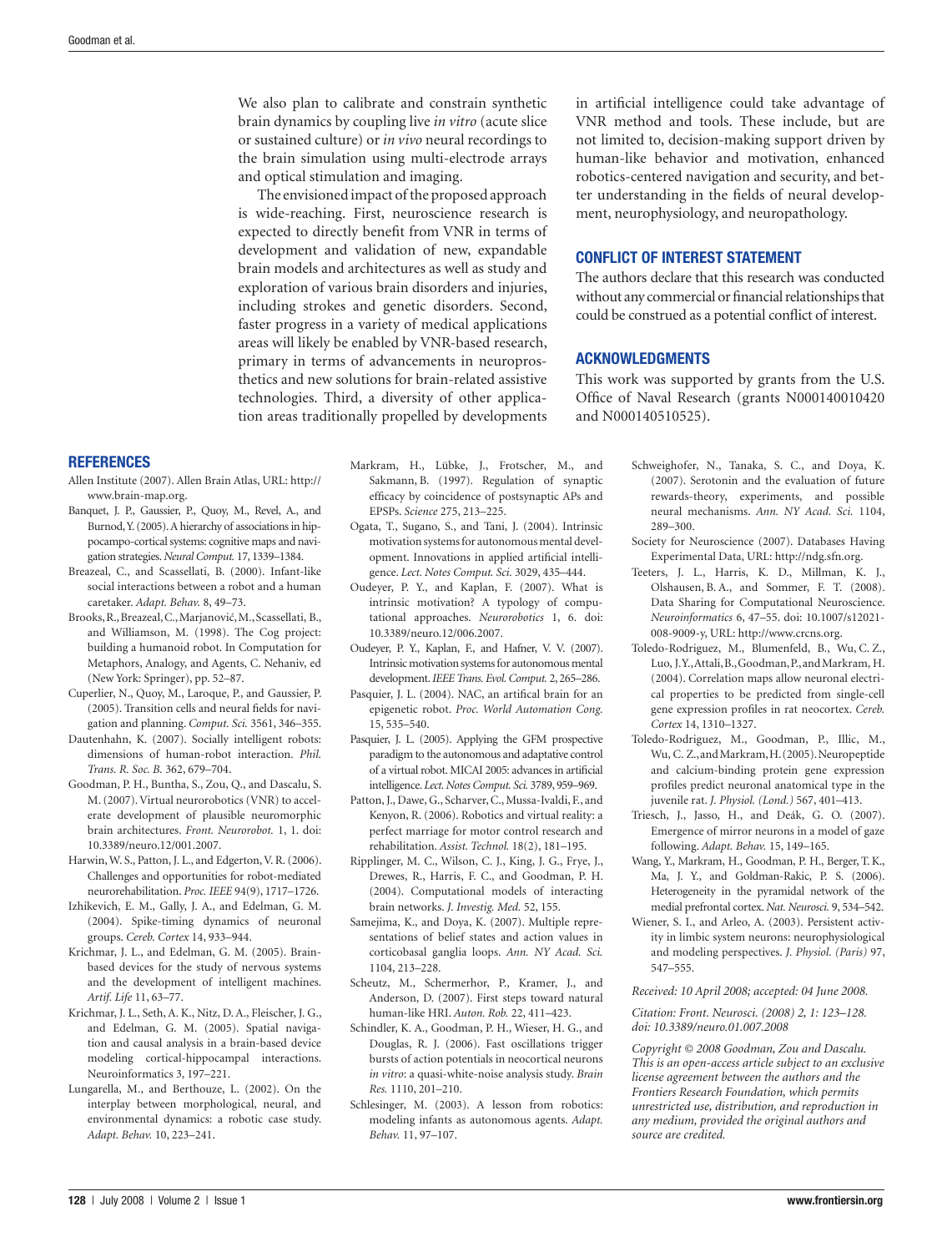We also plan to calibrate and constrain synthetic brain dynamics by coupling live *in vitro* (acute slice or sustained culture) or *in vivo* neural recordings to the brain simulation using multi-electrode arrays and optical stimulation and imaging.

The envisioned impact of the proposed approach is wide-reaching. First, neuroscience research is expected to directly benefit from VNR in terms of development and validation of new, expandable brain models and architectures as well as study and exploration of various brain disorders and injuries, including strokes and genetic disorders. Second, faster progress in a variety of medical applications areas will likely be enabled by VNR-based research, primary in terms of advancements in neuroprosthetics and new solutions for brain-related assistive technologies. Third, a diversity of other application areas traditionally propelled by developments in artificial intelligence could take advantage of VNR method and tools. These include, but are not limited to, decision-making support driven by human-like behavior and motivation, enhanced robotics-centered navigation and security, and better understanding in the fields of neural development, neurophysiology, and neuropathology.

## CONFLICT OF INTEREST STATEMENT

The authors declare that this research was conducted without any commercial or financial relationships that could be construed as a potential conflict of interest.

## ACKNOWLEDGMENTS

This work was supported by grants from the U.S. Office of Naval Research (grants N000140010420 and N000140510525).

## REFERENCES

Allen Institute (2007). Allen Brain Atlas, URL: http://www.brain-map.org.

Banquet, J. P., Gaussier, P., Quoy, M., Revel, A., and Burnod, Y. (2005). A hierarchy of associations in hippocampo-cortical systems: cognitive maps and navigation strategies. *Neural Comput.* 17, 1339–1384.

Breazeal, C., and Scassellati, B. (2000). Infant-like social interactions between a robot and a human caretaker. *Adapt. Behav.* 8, 49–73.

Brooks, R., Breazeal, C., Marjanović, M., Scassellati, B., and Williamson, M. (1998). The Cog project: building a humanoid robot. In Computation for Metaphors, Analogy, and Agents, C. Nehaniv, ed (New York: Springer), pp. 52–87.

Cuperlier, N., Quoy, M., Laroque, P., and Gaussier, P. (2005). Transition cells and neural fields for navigation and planning. *Comput. Sci.* 3561, 346–355.

Dautenhahn, K. (2007). Socially intelligent robots: dimensions of human-robot interaction. *Phil. Trans. R. Soc. B.* 362, 679–704.

Goodman, P. H., Buntha, S., Zou, Q., and Dascalu, S. M. (2007). Virtual neurorobotics (VNR) to accelerate development of plausible neuromorphic brain architectures. *Front. Neurorobot.* 1, 1. doi: 10.3389/neuro.12/001.2007.

Harwin, W. S., Patton, J. L., and Edgerton, V. R. (2006). Challenges and opportunities for robot-mediated neurorehabilitation. *Proc. IEEE* 94(9), 1717–1726.

Izhikevich, E. M., Gally, J. A., and Edelman, G. M. (2004). Spike-timing dynamics of neuronal groups. *Cereb. Cortex* 14, 933–944.

Krichmar, J. L., and Edelman, G. M. (2005). Brain-based devices for the study of nervous systems and the development of intelligent machines. *Artif. Life* 11, 63–77.

Krichmar, J. L., Seth, A. K., Nitz, D. A., Fleischer, J. G., and Edelman, G. M. (2005). Spatial navigation and causal analysis in a brain-based device modeling cortical-hippocampal interactions. Neuroinformatics 3, 197–221.

Lungarella, M., and Berthouze, L. (2002). On the interplay between morphological, neural, and environmental dynamics: a robotic case study. *Adapt. Behav.* 10, 223–241.

Markram, H., Lübke, J., Frotscher, M., and Sakmann, B. (1997). Regulation of synaptic efficacy by coincidence of postsynaptic APs and EPSPs. *Science* 275, 213–225.

Ogata, T., Sugano, S., and Tani, J. (2004). Intrinsic motivation systems for autonomous mental development. Innovations in applied artificial intelligence. *Lect. Notes Comput. Sci.* 3029, 435–444.

Oudeyer, P. Y., and Kaplan, F. (2007). What is intrinsic motivation? A typology of computational approaches. *Neurorobotics* 1, 6. doi: 10.3389/neuro.12/006.2007.

Oudeyer, P. Y., Kaplan, F., and Hafner, V. V. (2007). Intrinsic motivation systems for autonomous mental development. *IEEE Trans. Evol. Comput.* 2, 265–286.

Pasquier, J. L. (2004). NAC, an artifical brain for an epigenetic robot. *Proc. World Automation Cong.* 15, 535–540.

Pasquier, J. L. (2005). Applying the GFM prospective paradigm to the autonomous and adaptative control of a virtual robot. MICAI 2005: advances in artificial intelligence. *Lect. Notes Comput. Sci.* 3789, 959–969.

Patton, J., Dawe, G., Scharver, C., Mussa-Ivaldi, F., and Kenyon, R. (2006). Robotics and virtual reality: a perfect marriage for motor control research and rehabilitation. *Assist. Technol.* 18(2), 181–195.

Ripplinger, M. C., Wilson, C. J., King, J. G., Frye, J., Drewes, R., Harris, F. C., and Goodman, P. H. (2004). Computational models of interacting brain networks. *J. Investig. Med.* 52, 155.

Samejima, K., and Doya, K. (2007). Multiple representations of belief states and action values in corticobasal ganglia loops. *Ann. NY Acad. Sci.* 1104, 213–228.

Scheutz, M., Schermerhor, P., Kramer, J., and Anderson, D. (2007). First steps toward natural human-like HRI. *Auton. Rob.* 22, 411–423.

Schindler, K. A., Goodman, P. H., Wieser, H. G., and Douglas, R. J. (2006). Fast oscillations trigger bursts of action potentials in neocortical neurons *in vitro*: a quasi-white-noise analysis study. *Brain Res.* 1110, 201–210.

Schlesinger, M. (2003). A lesson from robotics: modeling infants as autonomous agents. *Adapt. Behav.* 11, 97–107.

Schweighofer, N., Tanaka, S. C., and Doya, K. (2007). Serotonin and the evaluation of future rewards-theory, experiments, and possible neural mechanisms. *Ann. NY Acad. Sci.* 1104, 289–300.

Society for Neuroscience (2007). Databases Having Experimental Data, URL: http://ndg.sfn.org.

Teeters, J. L., Harris, K. D., Millman, K. J., Olshausen, B. A., and Sommer, F. T. (2008). Data Sharing for Computational Neuroscience. *Neuroinformatics* 6, 47–55. doi: 10.1007/s12021-008-9009-y, URL: http://www.crcns.org.

Toledo-Rodriguez, M., Blumenfeld, B., Wu, C. Z., Luo, J. Y., Attali, B., Goodman, P., and Markram, H. (2004). Correlation maps allow neuronal electrical properties to be predicted from single-cell gene expression profiles in rat neocortex. *Cereb. Cortex* 14, 1310–1327.

Toledo-Rodriguez, M., Goodman, P., Illic, M., Wu, C. Z., and Markram, H. (2005). Neuropeptide and calcium-binding protein gene expression profiles predict neuronal anatomical type in the juvenile rat. *J. Physiol. (Lond.)* 567, 401–413.

Triesch, J., Jasso, H., and Deák, G. O. (2007). Emergence of mirror neurons in a model of gaze following. *Adapt. Behav.* 15, 149–165.

Wang, Y., Markram, H., Goodman, P. H., Berger, T. K., Ma, J. Y., and Goldman-Rakic, P. S. (2006). Heterogeneity in the pyramidal network of the medial prefrontal cortex. *Nat. Neurosci.* 9, 534–542.

Wiener, S. I., and Arleo, A. (2003). Persistent activity in limbic system neurons: neurophysiological and modeling perspectives. *J. Physiol. (Paris)* 97, 547–555.

*Received: 10 April 2008; accepted: 04 June 2008.*

*Citation: Front. Neurosci. (2008) 2, 1: 123–128. doi: 10.3389/neuro.01.007.2008*

*Copyright © 2008 Goodman, Zou and Dascalu. This is an open-access article subject to an exclusive license agreement between the authors and the Frontiers Research Foundation, which permits unrestricted use, distribution, and reproduction in any medium, provided the original authors and source are credited.*